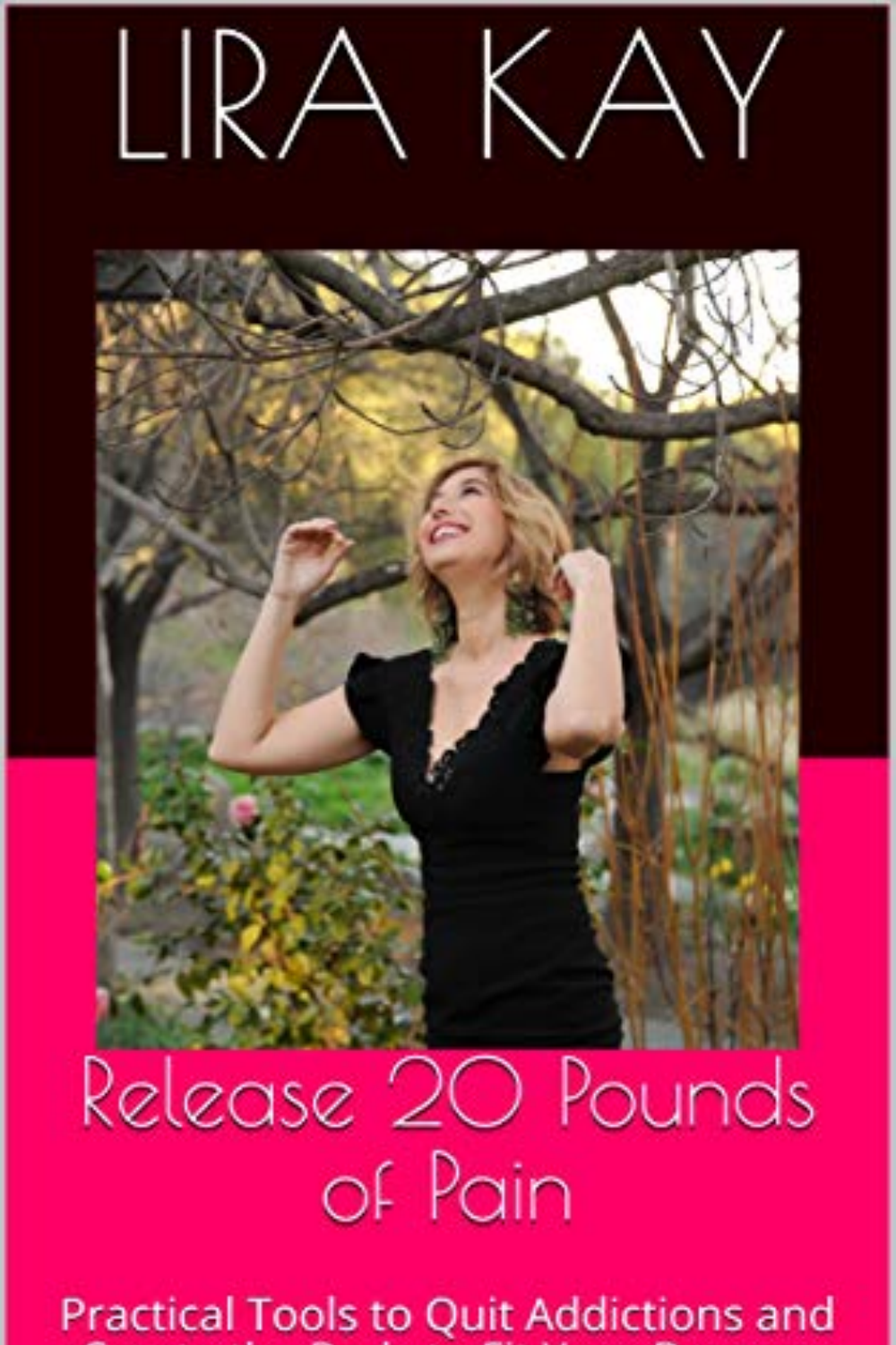# LIRA KAY

## Release 20 Pounds of Pain

Practical Tools to Quit Addictions and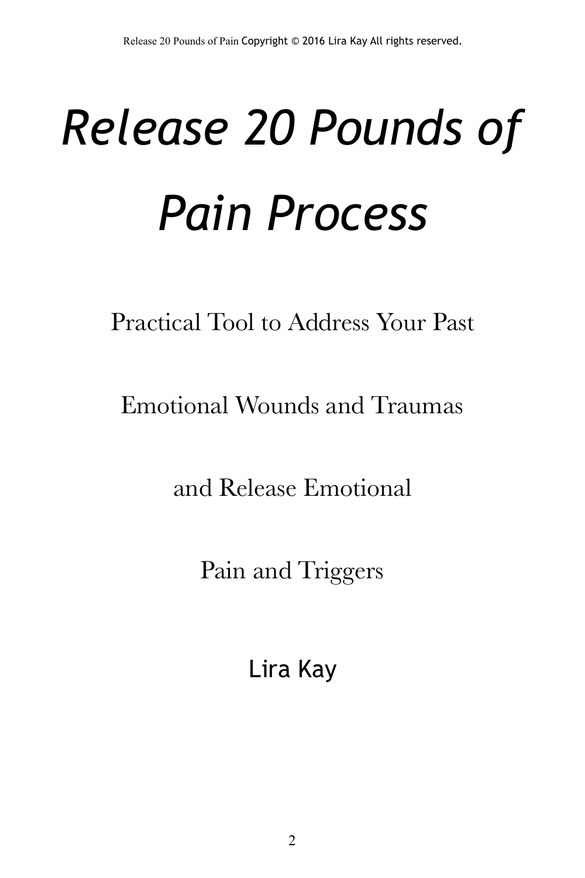# *Release 20 Pounds of Pain Process*

Practical Tool to Address Your Past

Emotional Wounds and Traumas

and Release Emotional

Pain and Triggers

Lira Kay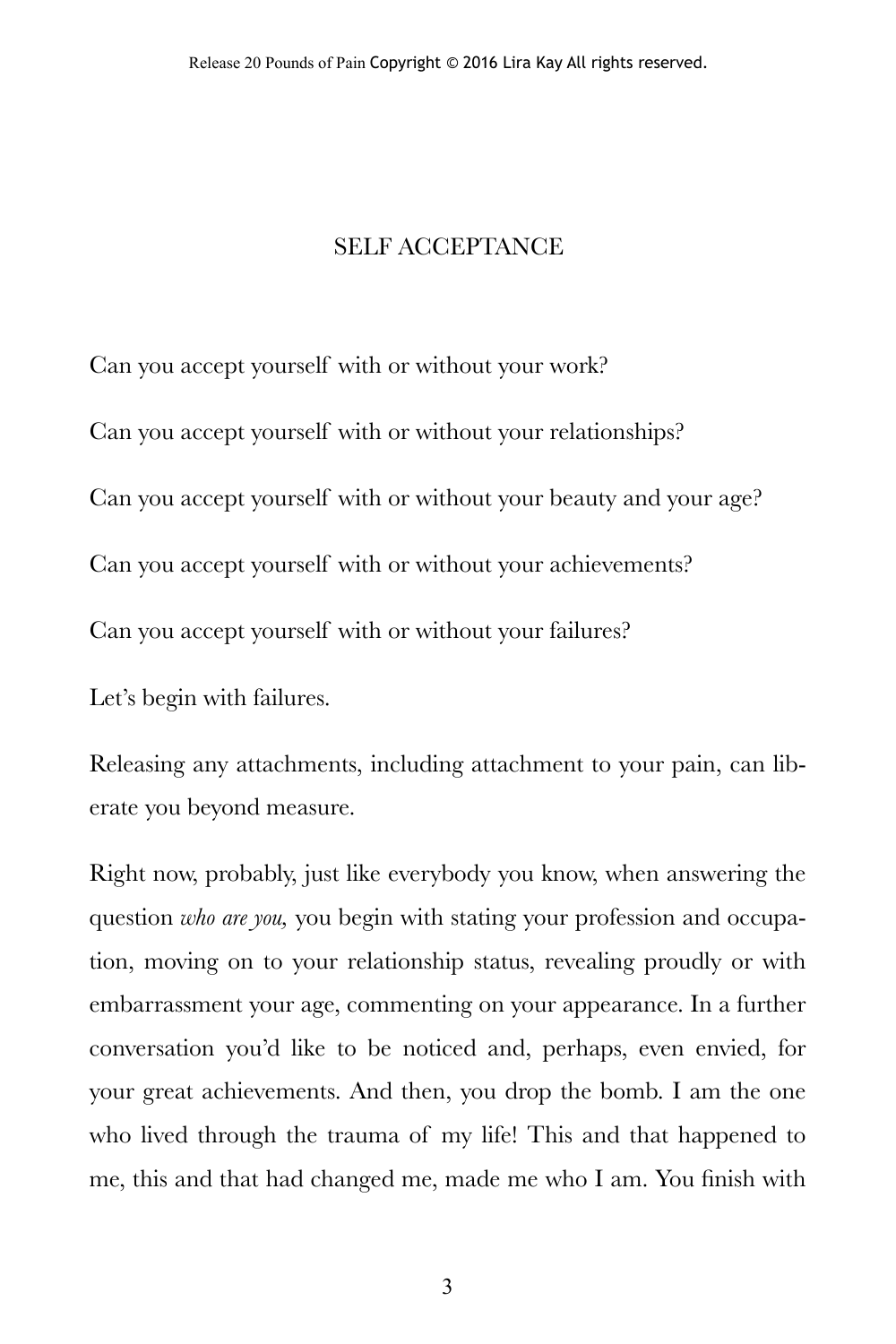# SELF ACCEPTANCE

Can you accept yourself with or without your work?

Can you accept yourself with or without your relationships?

Can you accept yourself with or without your beauty and your age?

Can you accept yourself with or without your achievements?

Can you accept yourself with or without your failures?

Let's begin with failures.

Releasing any attachments, including attachment to your pain, can liberate you beyond measure.

Right now, probably, just like everybody you know, when answering the question *who are you,* you begin with stating your profession and occupation, moving on to your relationship status, revealing proudly or with embarrassment your age, commenting on your appearance. In a further conversation you'd like to be noticed and, perhaps, even envied, for your great achievements. And then, you drop the bomb. I am the one who lived through the trauma of my life! This and that happened to me, this and that had changed me, made me who I am. You finish with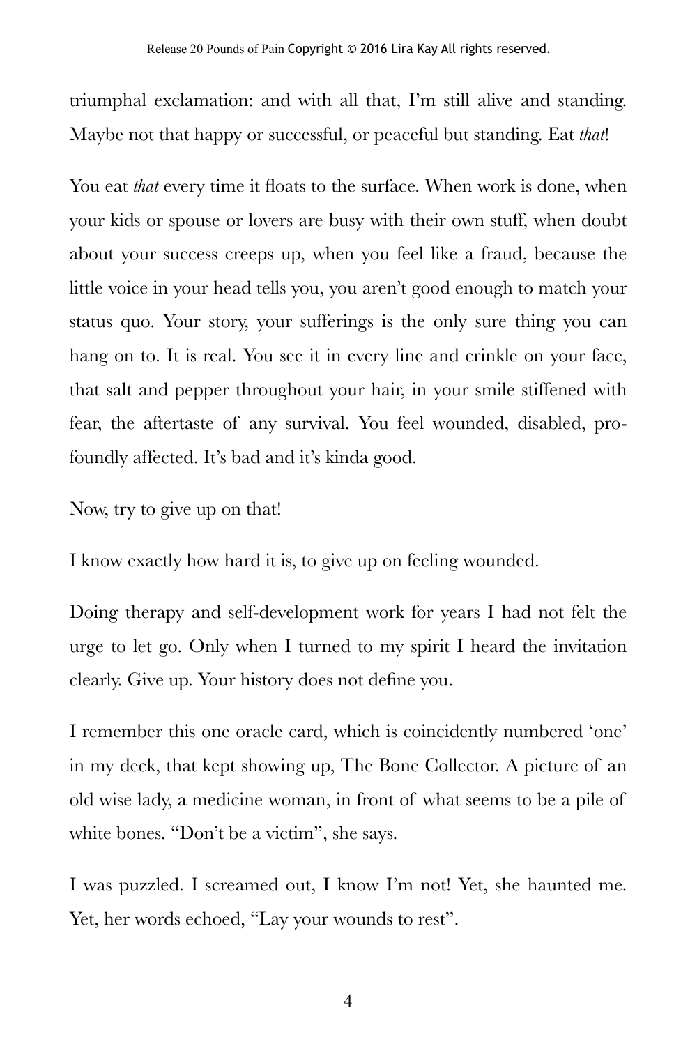triumphal exclamation: and with all that, I'm still alive and standing. Maybe not that happy or successful, or peaceful but standing. Eat *that*!

You eat *that* every time it floats to the surface. When work is done, when your kids or spouse or lovers are busy with their own stuff, when doubt about your success creeps up, when you feel like a fraud, because the little voice in your head tells you, you aren't good enough to match your status quo. Your story, your sufferings is the only sure thing you can hang on to. It is real. You see it in every line and crinkle on your face, that salt and pepper throughout your hair, in your smile stiffened with fear, the aftertaste of any survival. You feel wounded, disabled, profoundly affected. It's bad and it's kinda good.

Now, try to give up on that!

I know exactly how hard it is, to give up on feeling wounded.

Doing therapy and self-development work for years I had not felt the urge to let go. Only when I turned to my spirit I heard the invitation clearly. Give up. Your history does not define you.

I remember this one oracle card, which is coincidently numbered 'one' in my deck, that kept showing up, The Bone Collector. A picture of an old wise lady, a medicine woman, in front of what seems to be a pile of white bones. "Don't be a victim", she says.

I was puzzled. I screamed out, I know I'm not! Yet, she haunted me. Yet, her words echoed, "Lay your wounds to rest".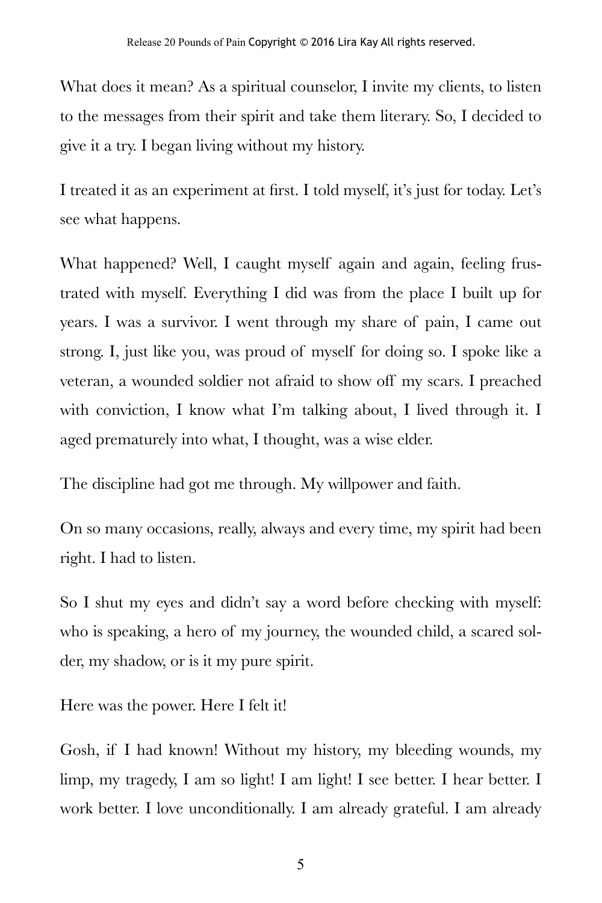What does it mean? As a spiritual counselor, I invite my clients, to listen to the messages from their spirit and take them literary. So, I decided to give it a try. I began living without my history.

I treated it as an experiment at first. I told myself, it's just for today. Let's see what happens.

What happened? Well, I caught myself again and again, feeling frustrated with myself. Everything I did was from the place I built up for years. I was a survivor. I went through my share of pain, I came out strong. I, just like you, was proud of myself for doing so. I spoke like a veteran, a wounded soldier not afraid to show off my scars. I preached with conviction, I know what I'm talking about, I lived through it. I aged prematurely into what, I thought, was a wise elder.

The discipline had got me through. My willpower and faith.

On so many occasions, really, always and every time, my spirit had been right. I had to listen.

So I shut my eyes and didn't say a word before checking with myself: who is speaking, a hero of my journey, the wounded child, a scared solder, my shadow, or is it my pure spirit.

Here was the power. Here I felt it!

Gosh, if I had known! Without my history, my bleeding wounds, my limp, my tragedy, I am so light! I am light! I see better. I hear better. I work better. I love unconditionally. I am already grateful. I am already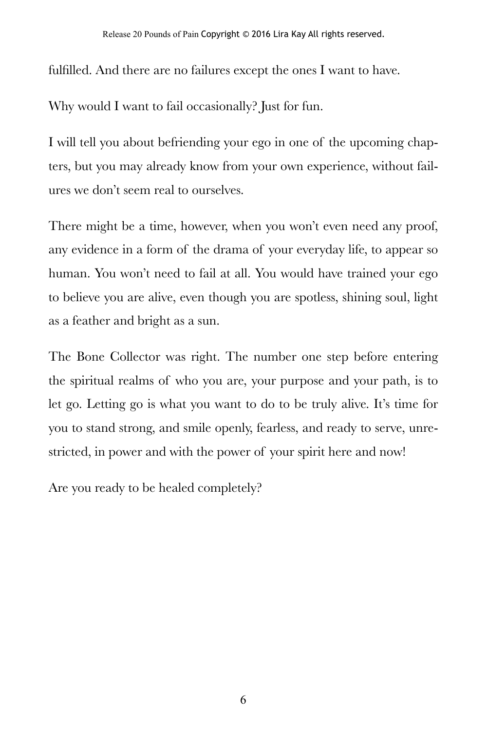fulfilled. And there are no failures except the ones I want to have.

Why would I want to fail occasionally? Just for fun.

I will tell you about befriending your ego in one of the upcoming chapters, but you may already know from your own experience, without failures we don't seem real to ourselves.

There might be a time, however, when you won't even need any proof, any evidence in a form of the drama of your everyday life, to appear so human. You won't need to fail at all. You would have trained your ego to believe you are alive, even though you are spotless, shining soul, light as a feather and bright as a sun.

The Bone Collector was right. The number one step before entering the spiritual realms of who you are, your purpose and your path, is to let go. Letting go is what you want to do to be truly alive. It's time for you to stand strong, and smile openly, fearless, and ready to serve, unrestricted, in power and with the power of your spirit here and now!

Are you ready to be healed completely?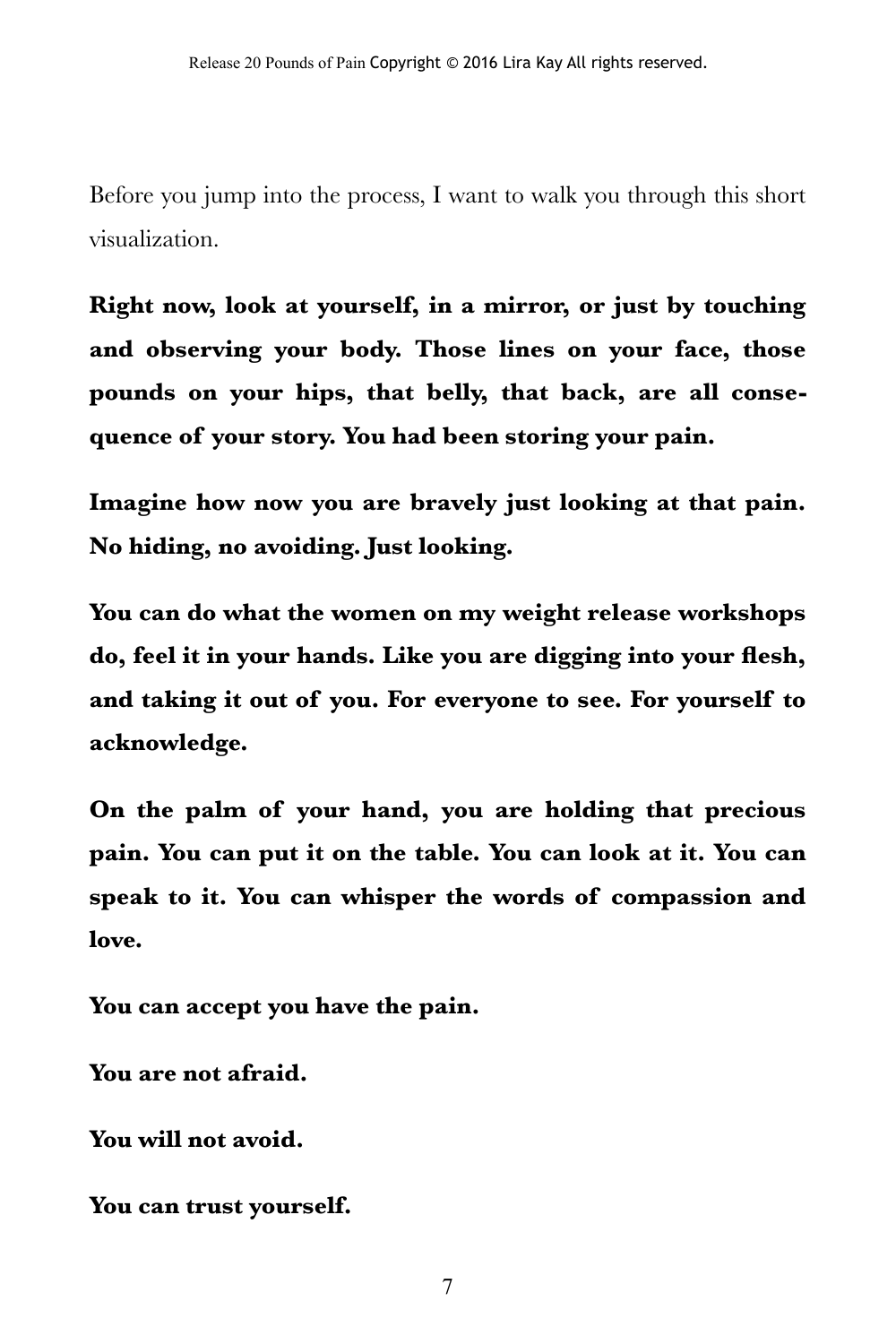Before you jump into the process, I want to walk you through this short visualization.

**Right now, look at yourself, in a mirror, or just by touching and observing your body. Those lines on your face, those pounds on your hips, that belly, that back, are all consequence of your story. You had been storing your pain.**

**Imagine how now you are bravely just looking at that pain. No hiding, no avoiding. Just looking.**

**You can do what the women on my weight release workshops do, feel it in your hands. Like you are digging into your flesh, and taking it out of you. For everyone to see. For yourself to acknowledge.**

**On the palm of your hand, you are holding that precious pain. You can put it on the table. You can look at it. You can speak to it. You can whisper the words of compassion and love.**

**You can accept you have the pain.**

**You are not afraid.**

**You will not avoid.**

**You can trust yourself.**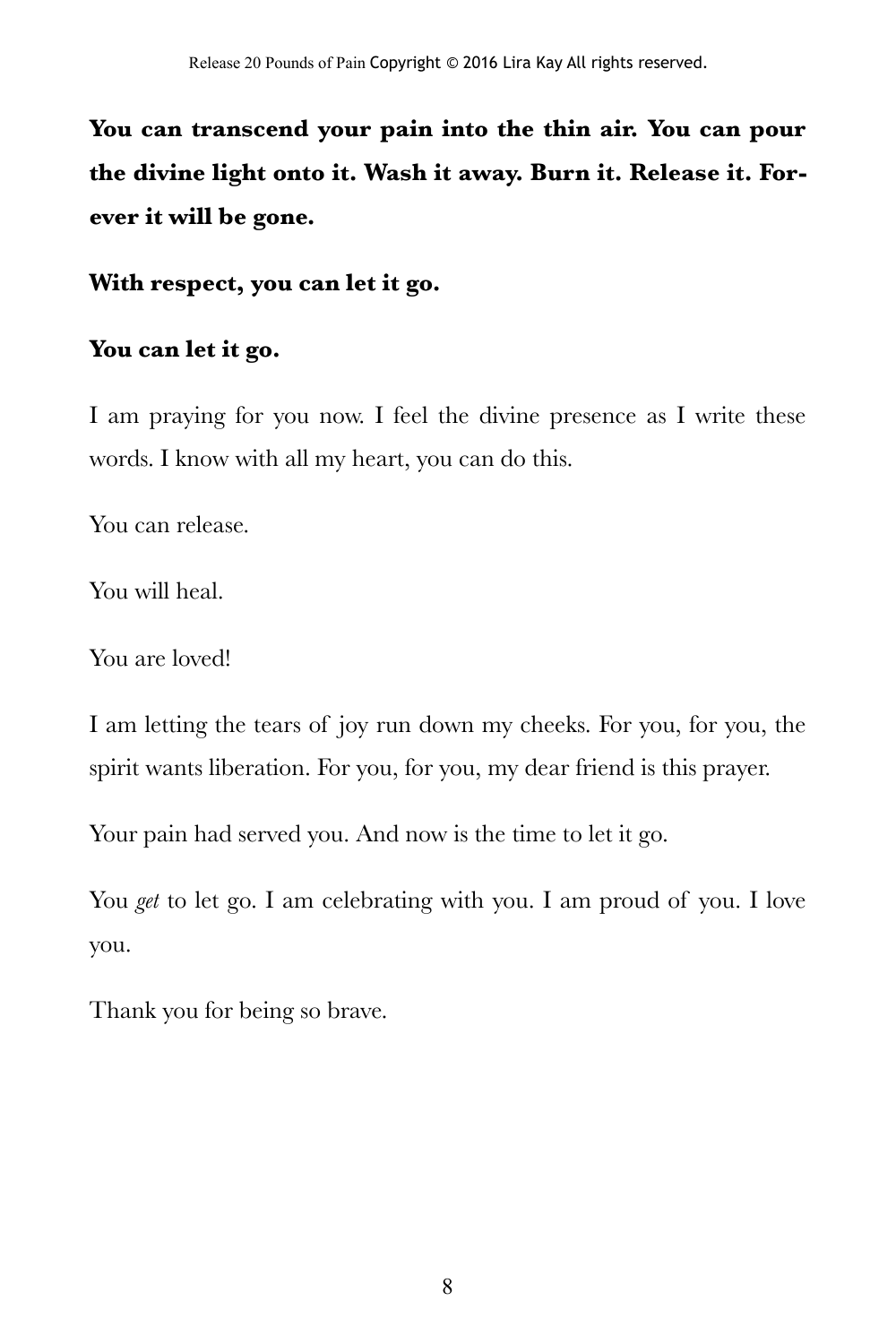**You can transcend your pain into the thin air. You can pour the divine light onto it. Wash it away. Burn it. Release it. Forever it will be gone.**

**With respect, you can let it go.**

**You can let it go.**

I am praying for you now. I feel the divine presence as I write these words. I know with all my heart, you can do this.

You can release.

You will heal.

You are loved!

I am letting the tears of joy run down my cheeks. For you, for you, the spirit wants liberation. For you, for you, my dear friend is this prayer.

Your pain had served you. And now is the time to let it go.

You *get* to let go. I am celebrating with you. I am proud of you. I love you.

Thank you for being so brave.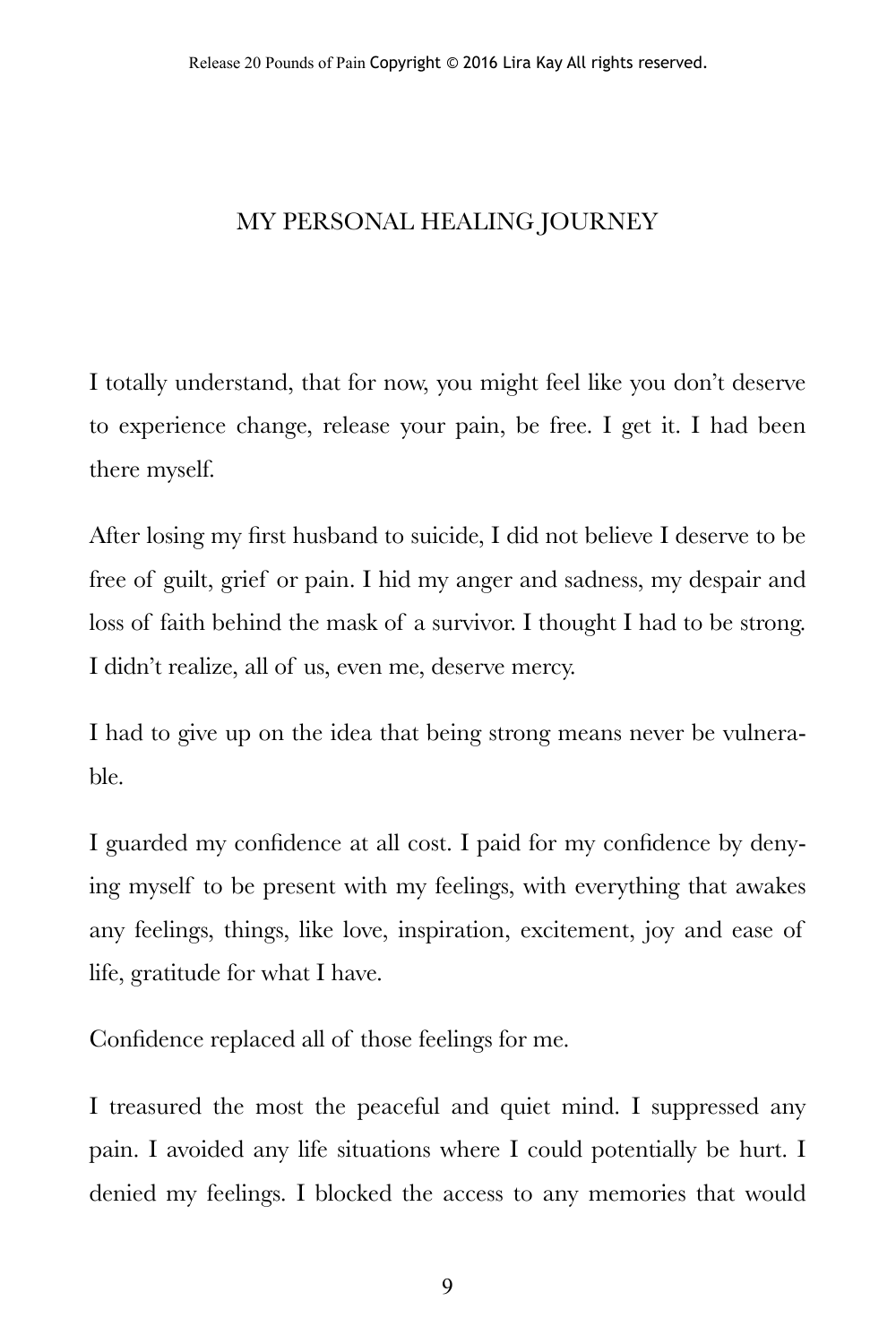# MY PERSONAL HEALING JOURNEY

I totally understand, that for now, you might feel like you don't deserve to experience change, release your pain, be free. I get it. I had been there myself.

After losing my first husband to suicide, I did not believe I deserve to be free of guilt, grief or pain. I hid my anger and sadness, my despair and loss of faith behind the mask of a survivor. I thought I had to be strong. I didn't realize, all of us, even me, deserve mercy.

I had to give up on the idea that being strong means never be vulnerable.

I guarded my confidence at all cost. I paid for my confidence by denying myself to be present with my feelings, with everything that awakes any feelings, things, like love, inspiration, excitement, joy and ease of life, gratitude for what I have.

Confidence replaced all of those feelings for me.

I treasured the most the peaceful and quiet mind. I suppressed any pain. I avoided any life situations where I could potentially be hurt. I denied my feelings. I blocked the access to any memories that would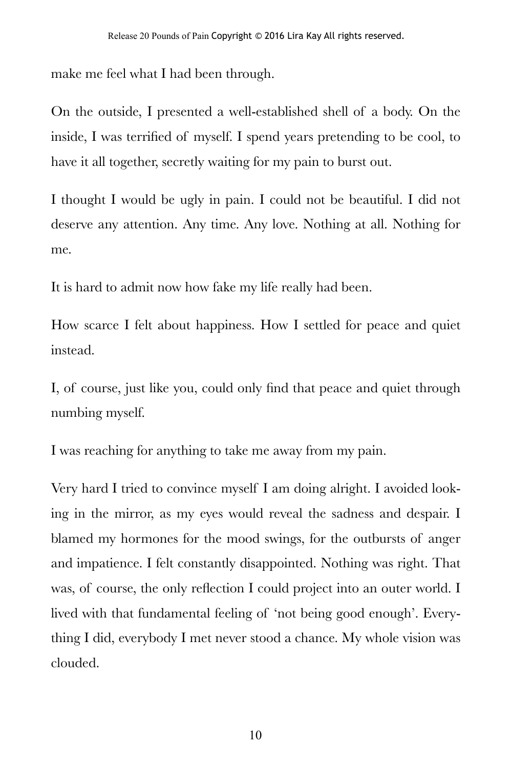make me feel what I had been through.

On the outside, I presented a well-established shell of a body. On the inside, I was terrified of myself. I spend years pretending to be cool, to have it all together, secretly waiting for my pain to burst out.

I thought I would be ugly in pain. I could not be beautiful. I did not deserve any attention. Any time. Any love. Nothing at all. Nothing for me.

It is hard to admit now how fake my life really had been.

How scarce I felt about happiness. How I settled for peace and quiet instead.

I, of course, just like you, could only find that peace and quiet through numbing myself.

I was reaching for anything to take me away from my pain.

Very hard I tried to convince myself I am doing alright. I avoided looking in the mirror, as my eyes would reveal the sadness and despair. I blamed my hormones for the mood swings, for the outbursts of anger and impatience. I felt constantly disappointed. Nothing was right. That was, of course, the only reflection I could project into an outer world. I lived with that fundamental feeling of 'not being good enough'. Everything I did, everybody I met never stood a chance. My whole vision was clouded.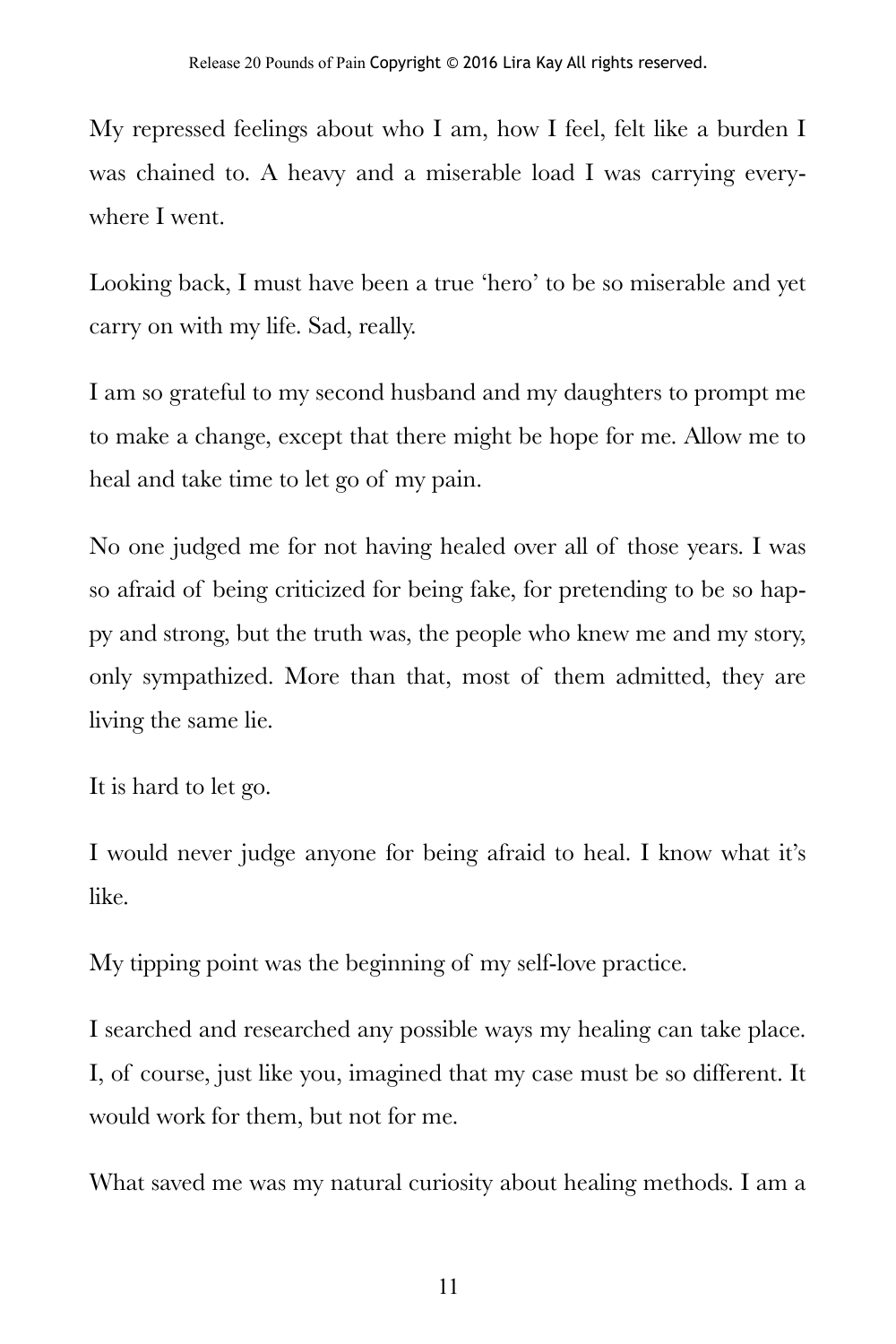My repressed feelings about who I am, how I feel, felt like a burden I was chained to. A heavy and a miserable load I was carrying everywhere I went.

Looking back, I must have been a true 'hero' to be so miserable and yet carry on with my life. Sad, really.

I am so grateful to my second husband and my daughters to prompt me to make a change, except that there might be hope for me. Allow me to heal and take time to let go of my pain.

No one judged me for not having healed over all of those years. I was so afraid of being criticized for being fake, for pretending to be so happy and strong, but the truth was, the people who knew me and my story, only sympathized. More than that, most of them admitted, they are living the same lie.

It is hard to let go.

I would never judge anyone for being afraid to heal. I know what it's like.

My tipping point was the beginning of my self-love practice.

I searched and researched any possible ways my healing can take place. I, of course, just like you, imagined that my case must be so different. It would work for them, but not for me.

What saved me was my natural curiosity about healing methods. I am a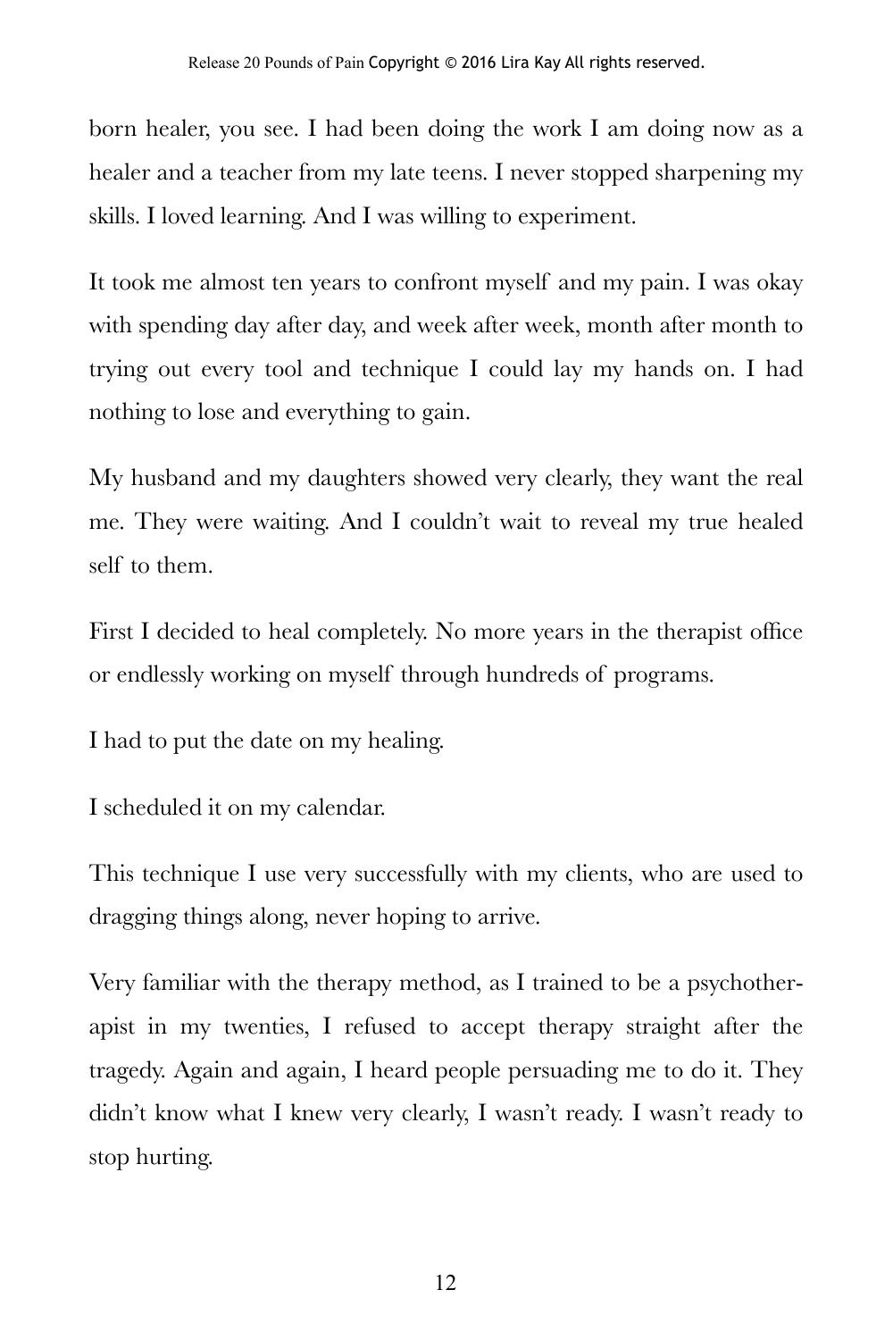born healer, you see. I had been doing the work I am doing now as a healer and a teacher from my late teens. I never stopped sharpening my skills. I loved learning. And I was willing to experiment.

It took me almost ten years to confront myself and my pain. I was okay with spending day after day, and week after week, month after month to trying out every tool and technique I could lay my hands on. I had nothing to lose and everything to gain.

My husband and my daughters showed very clearly, they want the real me. They were waiting. And I couldn't wait to reveal my true healed self to them.

First I decided to heal completely. No more years in the therapist office or endlessly working on myself through hundreds of programs.

I had to put the date on my healing.

I scheduled it on my calendar.

This technique I use very successfully with my clients, who are used to dragging things along, never hoping to arrive.

Very familiar with the therapy method, as I trained to be a psychotherapist in my twenties, I refused to accept therapy straight after the tragedy. Again and again, I heard people persuading me to do it. They didn't know what I knew very clearly, I wasn't ready. I wasn't ready to stop hurting.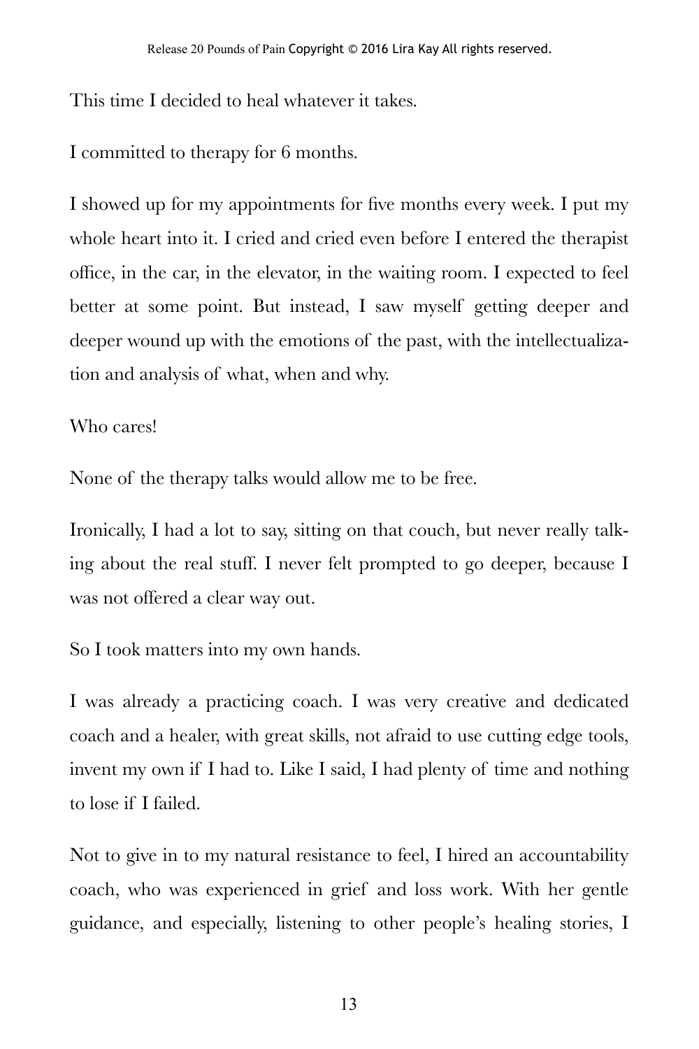This time I decided to heal whatever it takes.

I committed to therapy for 6 months.

I showed up for my appointments for five months every week. I put my whole heart into it. I cried and cried even before I entered the therapist office, in the car, in the elevator, in the waiting room. I expected to feel better at some point. But instead, I saw myself getting deeper and deeper wound up with the emotions of the past, with the intellectualization and analysis of what, when and why.

Who cares!

None of the therapy talks would allow me to be free.

Ironically, I had a lot to say, sitting on that couch, but never really talking about the real stuff. I never felt prompted to go deeper, because I was not offered a clear way out.

So I took matters into my own hands.

I was already a practicing coach. I was very creative and dedicated coach and a healer, with great skills, not afraid to use cutting edge tools, invent my own if I had to. Like I said, I had plenty of time and nothing to lose if I failed.

Not to give in to my natural resistance to feel, I hired an accountability coach, who was experienced in grief and loss work. With her gentle guidance, and especially, listening to other people's healing stories, I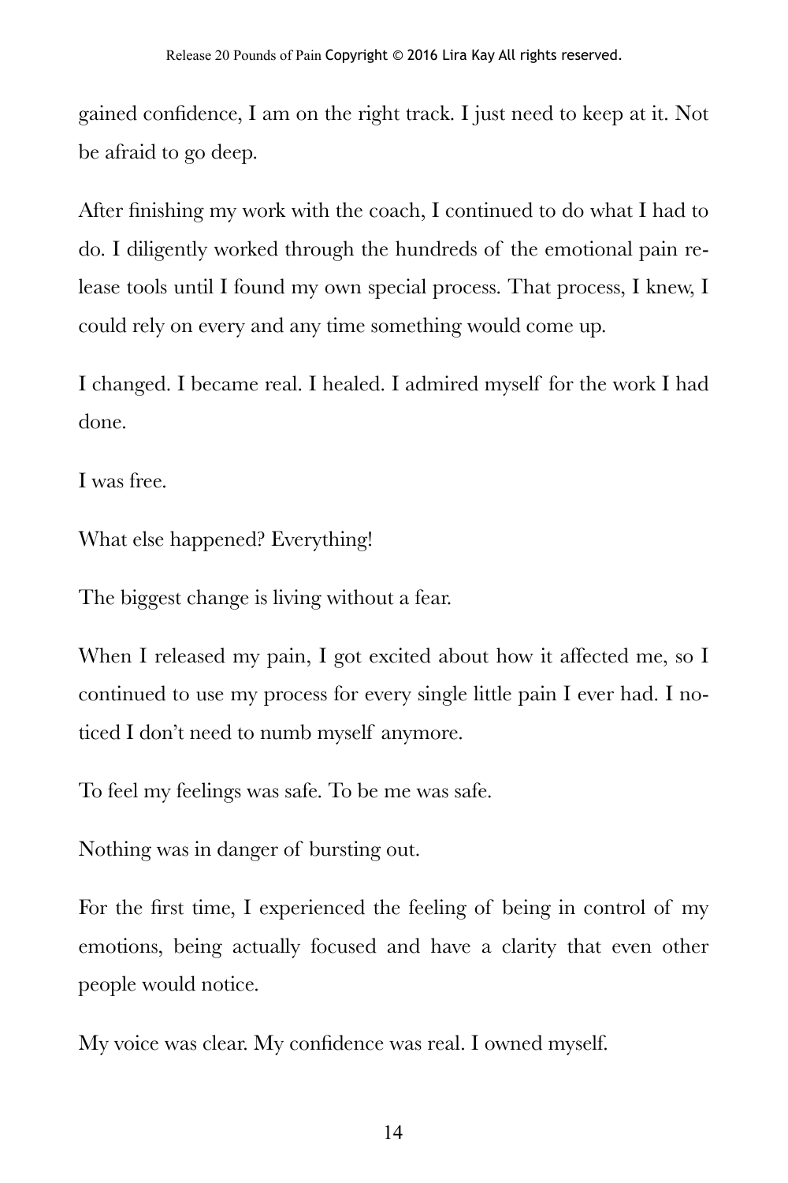gained confidence, I am on the right track. I just need to keep at it. Not be afraid to go deep.

After finishing my work with the coach, I continued to do what I had to do. I diligently worked through the hundreds of the emotional pain release tools until I found my own special process. That process, I knew, I could rely on every and any time something would come up.

I changed. I became real. I healed. I admired myself for the work I had done.

I was free.

What else happened? Everything!

The biggest change is living without a fear.

When I released my pain, I got excited about how it affected me, so I continued to use my process for every single little pain I ever had. I noticed I don't need to numb myself anymore.

To feel my feelings was safe. To be me was safe.

Nothing was in danger of bursting out.

For the first time, I experienced the feeling of being in control of my emotions, being actually focused and have a clarity that even other people would notice.

My voice was clear. My confidence was real. I owned myself.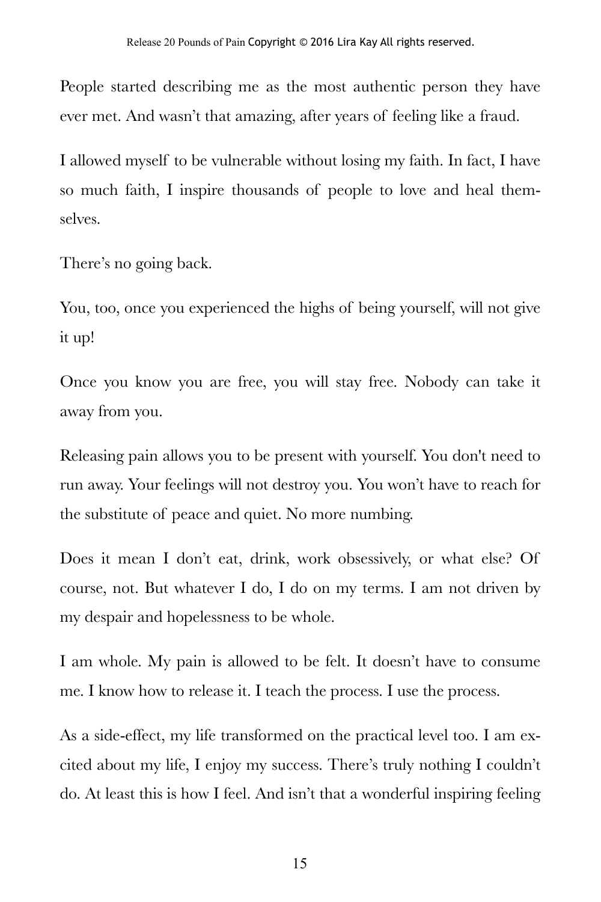People started describing me as the most authentic person they have ever met. And wasn't that amazing, after years of feeling like a fraud.

I allowed myself to be vulnerable without losing my faith. In fact, I have so much faith, I inspire thousands of people to love and heal themselves.

There's no going back.

You, too, once you experienced the highs of being yourself, will not give it up!

Once you know you are free, you will stay free. Nobody can take it away from you.

Releasing pain allows you to be present with yourself. You don't need to run away. Your feelings will not destroy you. You won't have to reach for the substitute of peace and quiet. No more numbing.

Does it mean I don't eat, drink, work obsessively, or what else? Of course, not. But whatever I do, I do on my terms. I am not driven by my despair and hopelessness to be whole.

I am whole. My pain is allowed to be felt. It doesn't have to consume me. I know how to release it. I teach the process. I use the process.

As a side-effect, my life transformed on the practical level too. I am excited about my life, I enjoy my success. There's truly nothing I couldn't do. At least this is how I feel. And isn't that a wonderful inspiring feeling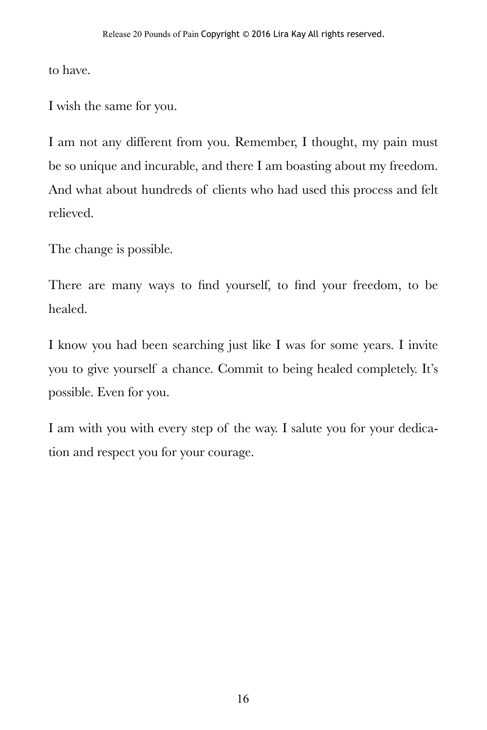to have.

I wish the same for you.

I am not any different from you. Remember, I thought, my pain must be so unique and incurable, and there I am boasting about my freedom. And what about hundreds of clients who had used this process and felt relieved.

The change is possible.

There are many ways to find yourself, to find your freedom, to be healed.

I know you had been searching just like I was for some years. I invite you to give yourself a chance. Commit to being healed completely. It's possible. Even for you.

I am with you with every step of the way. I salute you for your dedication and respect you for your courage.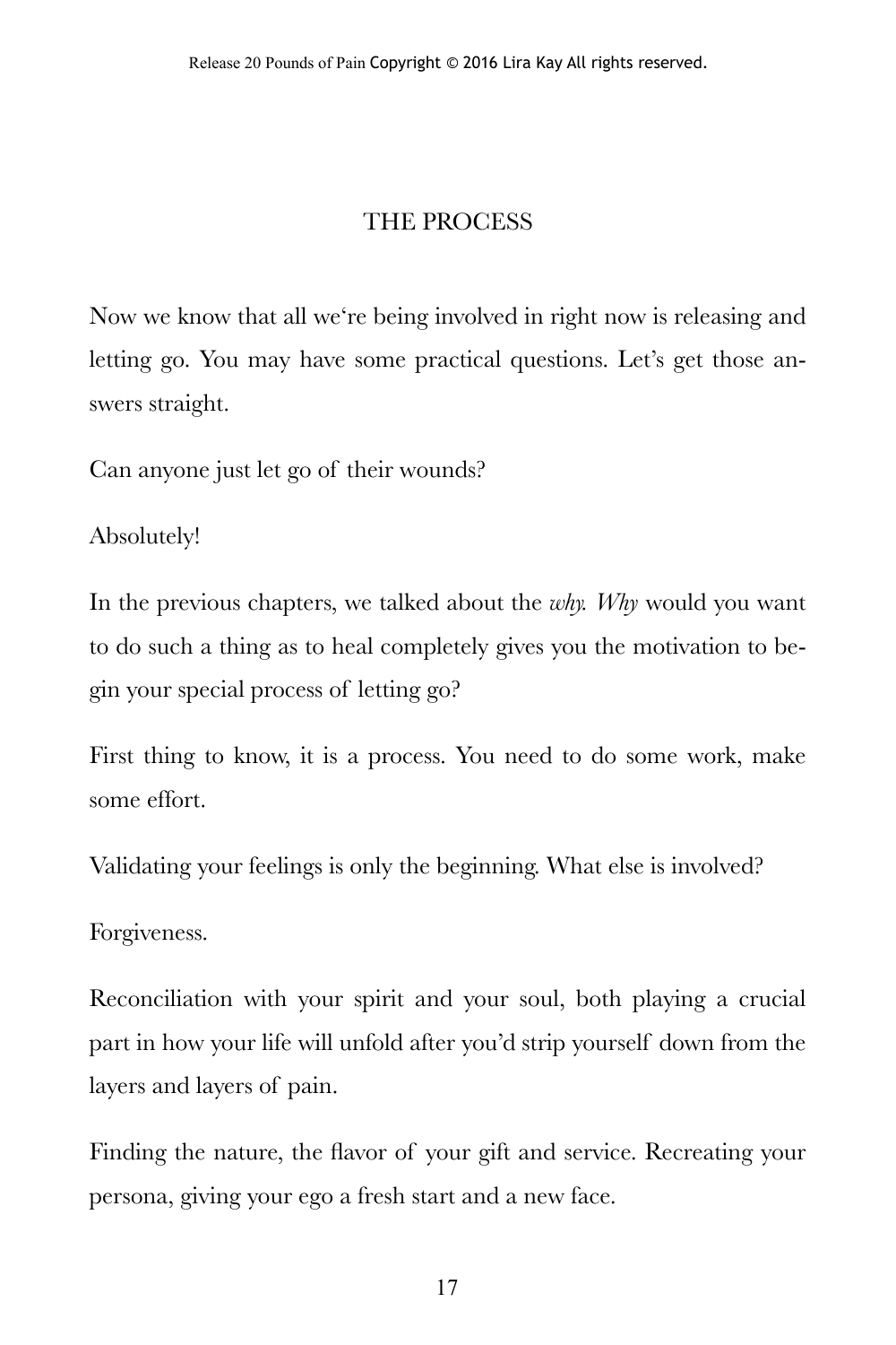## THE PROCESS

Now we know that all we're being involved in right now is releasing and letting go. You may have some practical questions. Let's get those answers straight.

Can anyone just let go of their wounds?

Absolutely!

In the previous chapters, we talked about the *why. Why* would you want to do such a thing as to heal completely gives you the motivation to begin your special process of letting go?

First thing to know, it is a process. You need to do some work, make some effort.

Validating your feelings is only the beginning. What else is involved?

Forgiveness.

Reconciliation with your spirit and your soul, both playing a crucial part in how your life will unfold after you'd strip yourself down from the layers and layers of pain.

Finding the nature, the flavor of your gift and service. Recreating your persona, giving your ego a fresh start and a new face.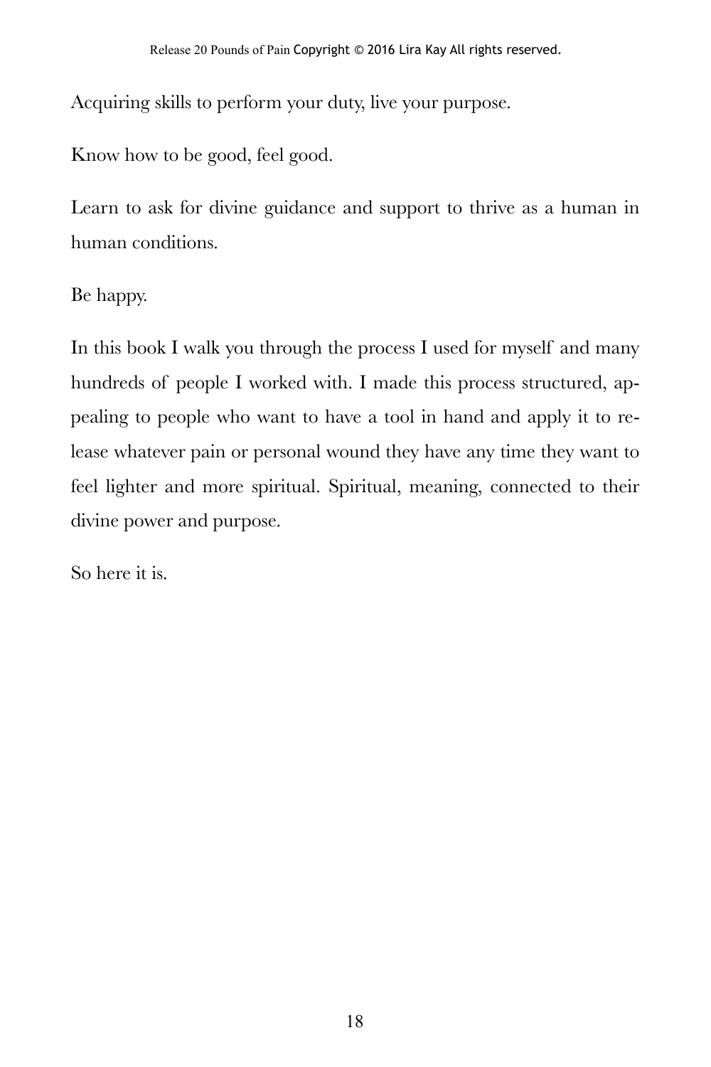Acquiring skills to perform your duty, live your purpose.

Know how to be good, feel good.

Learn to ask for divine guidance and support to thrive as a human in human conditions.

Be happy.

In this book I walk you through the process I used for myself and many hundreds of people I worked with. I made this process structured, appealing to people who want to have a tool in hand and apply it to release whatever pain or personal wound they have any time they want to feel lighter and more spiritual. Spiritual, meaning, connected to their divine power and purpose.

So here it is.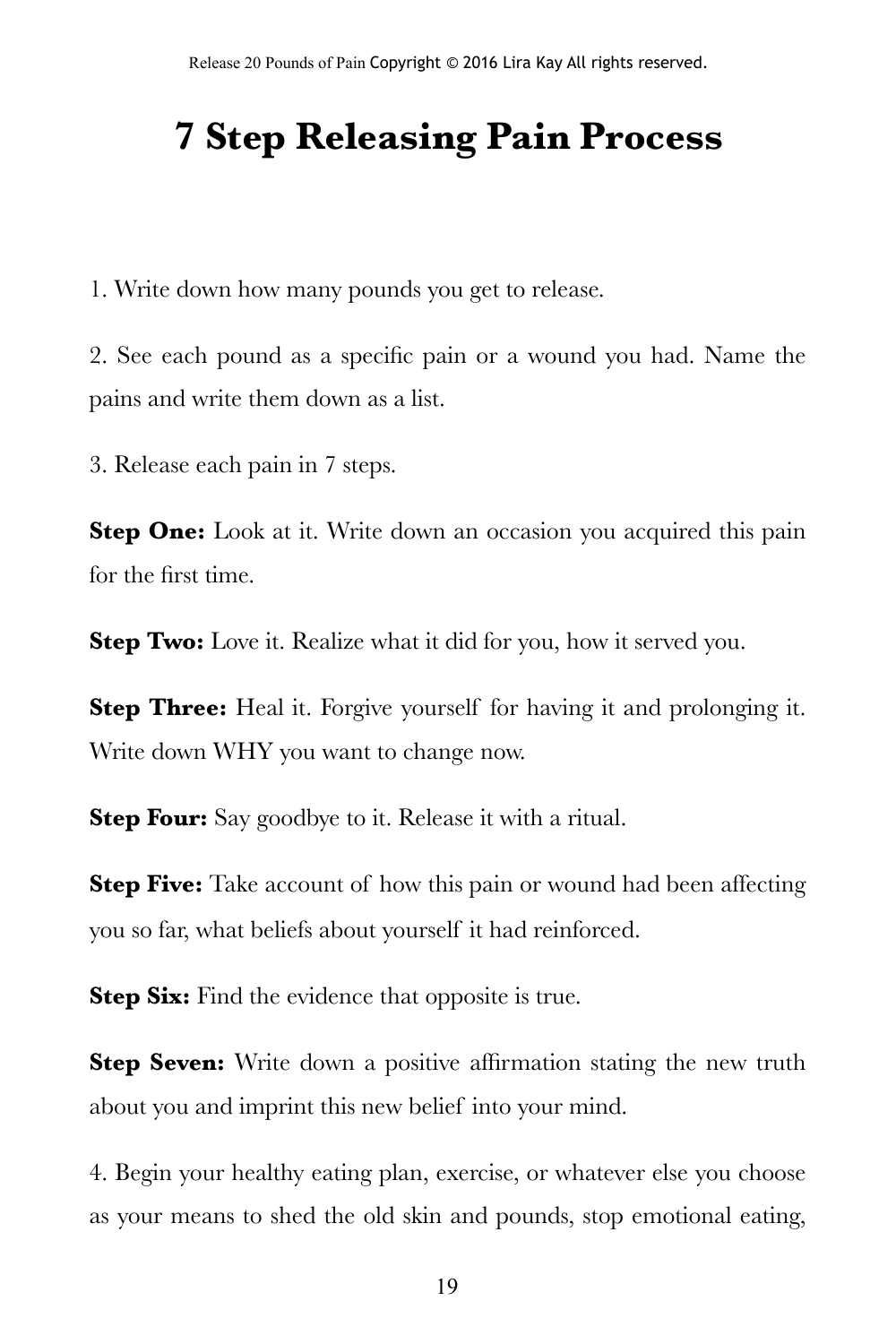# 7 Step Releasing Pain Process

1. Write down how many pounds you get to release.

2. See each pound as a specific pain or a wound you had. Name the pains and write them down as a list.

3. Release each pain in 7 steps.

**Step One:** Look at it. Write down an occasion you acquired this pain for the first time.

**Step Two:** Love it. Realize what it did for you, how it served you.

**Step Three:** Heal it. Forgive yourself for having it and prolonging it. Write down WHY you want to change now.

**Step Four:** Say goodbye to it. Release it with a ritual.

**Step Five:** Take account of how this pain or wound had been affecting you so far, what beliefs about yourself it had reinforced.

**Step Six:** Find the evidence that opposite is true.

**Step Seven:** Write down a positive affirmation stating the new truth about you and imprint this new belief into your mind.

4. Begin your healthy eating plan, exercise, or whatever else you choose as your means to shed the old skin and pounds, stop emotional eating,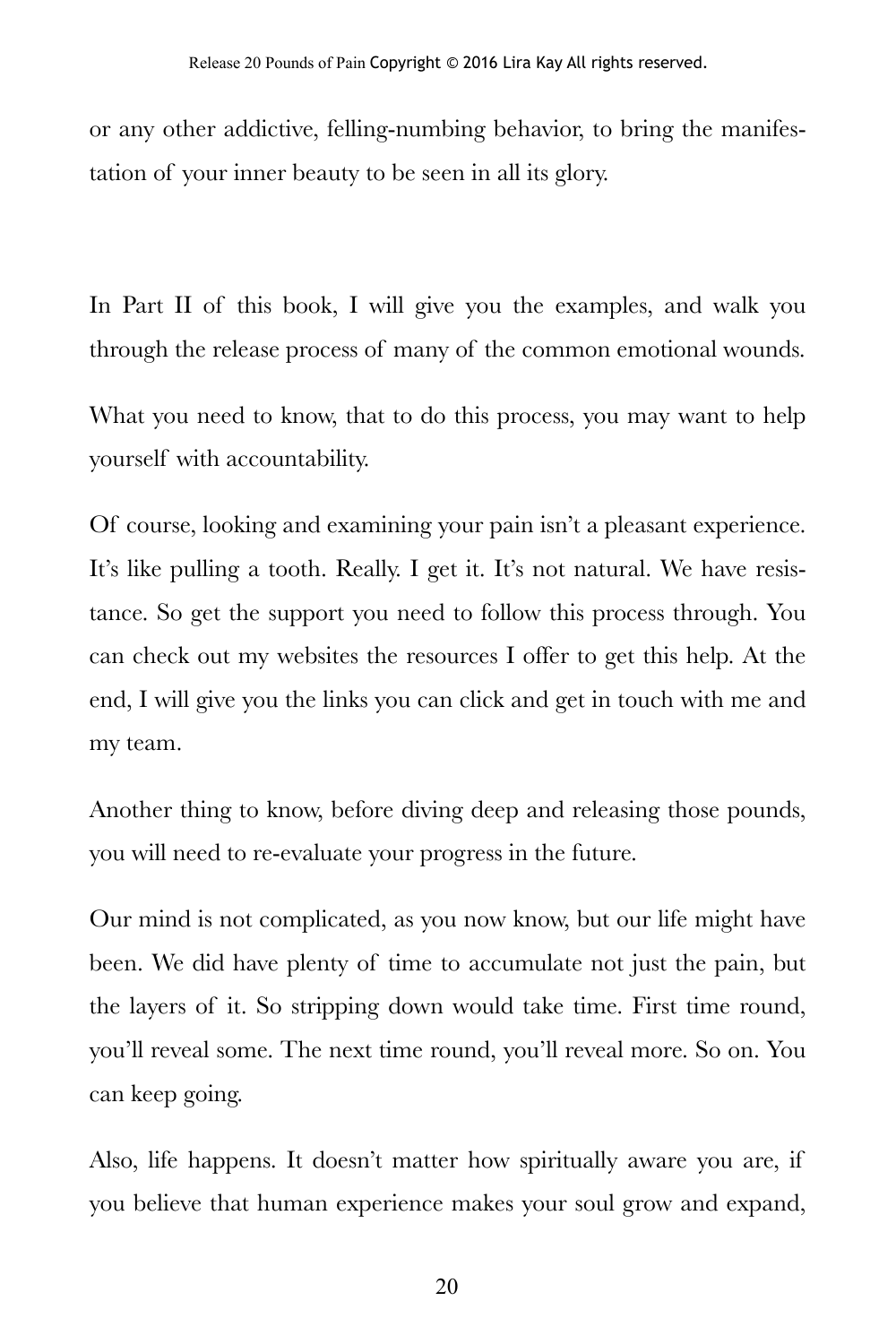or any other addictive, felling-numbing behavior, to bring the manifestation of your inner beauty to be seen in all its glory.

In Part II of this book, I will give you the examples, and walk you through the release process of many of the common emotional wounds.

What you need to know, that to do this process, you may want to help yourself with accountability.

Of course, looking and examining your pain isn't a pleasant experience. It's like pulling a tooth. Really. I get it. It's not natural. We have resistance. So get the support you need to follow this process through. You can check out my websites the resources I offer to get this help. At the end, I will give you the links you can click and get in touch with me and my team.

Another thing to know, before diving deep and releasing those pounds, you will need to re-evaluate your progress in the future.

Our mind is not complicated, as you now know, but our life might have been. We did have plenty of time to accumulate not just the pain, but the layers of it. So stripping down would take time. First time round, you'll reveal some. The next time round, you'll reveal more. So on. You can keep going.

Also, life happens. It doesn't matter how spiritually aware you are, if you believe that human experience makes your soul grow and expand,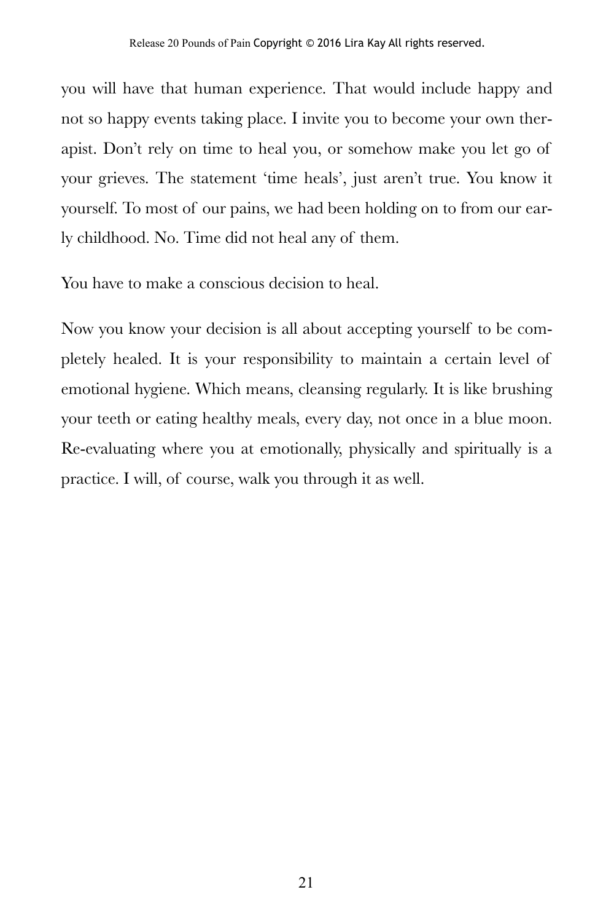you will have that human experience. That would include happy and not so happy events taking place. I invite you to become your own therapist. Don't rely on time to heal you, or somehow make you let go of your grieves. The statement 'time heals', just aren't true. You know it yourself. To most of our pains, we had been holding on to from our early childhood. No. Time did not heal any of them.

You have to make a conscious decision to heal.

Now you know your decision is all about accepting yourself to be completely healed. It is your responsibility to maintain a certain level of emotional hygiene. Which means, cleansing regularly. It is like brushing your teeth or eating healthy meals, every day, not once in a blue moon. Re-evaluating where you at emotionally, physically and spiritually is a practice. I will, of course, walk you through it as well.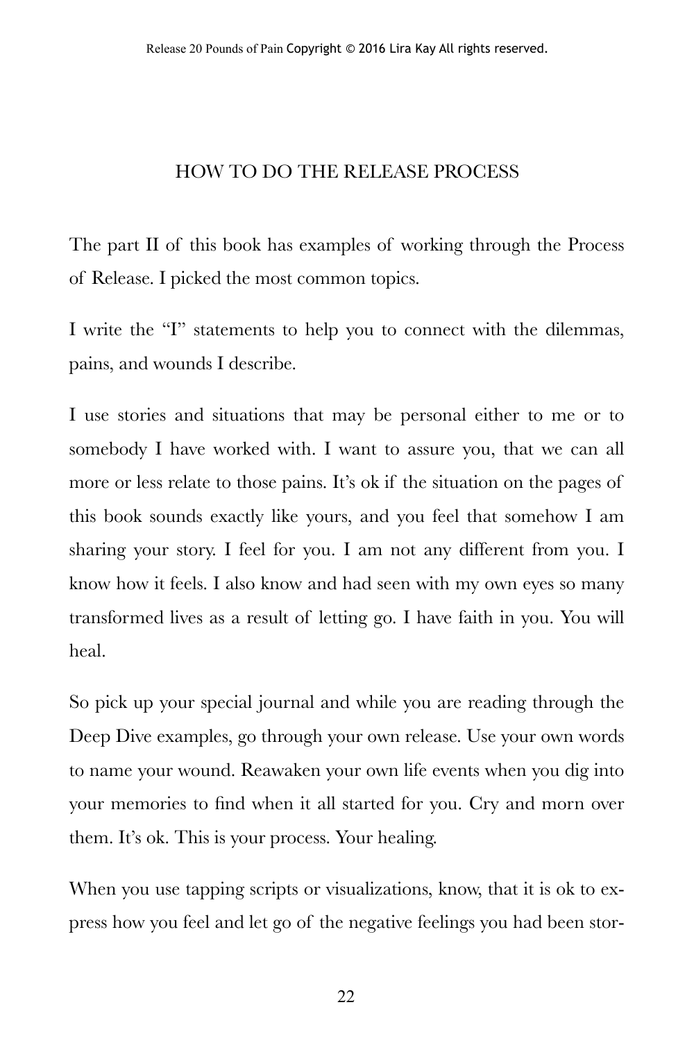## HOW TO DO THE RELEASE PROCESS

The part II of this book has examples of working through the Process of Release. I picked the most common topics.

I write the "I" statements to help you to connect with the dilemmas, pains, and wounds I describe.

I use stories and situations that may be personal either to me or to somebody I have worked with. I want to assure you, that we can all more or less relate to those pains. It's ok if the situation on the pages of this book sounds exactly like yours, and you feel that somehow I am sharing your story. I feel for you. I am not any different from you. I know how it feels. I also know and had seen with my own eyes so many transformed lives as a result of letting go. I have faith in you. You will heal.

So pick up your special journal and while you are reading through the Deep Dive examples, go through your own release. Use your own words to name your wound. Reawaken your own life events when you dig into your memories to find when it all started for you. Cry and morn over them. It's ok. This is your process. Your healing.

When you use tapping scripts or visualizations, know, that it is ok to express how you feel and let go of the negative feelings you had been stor-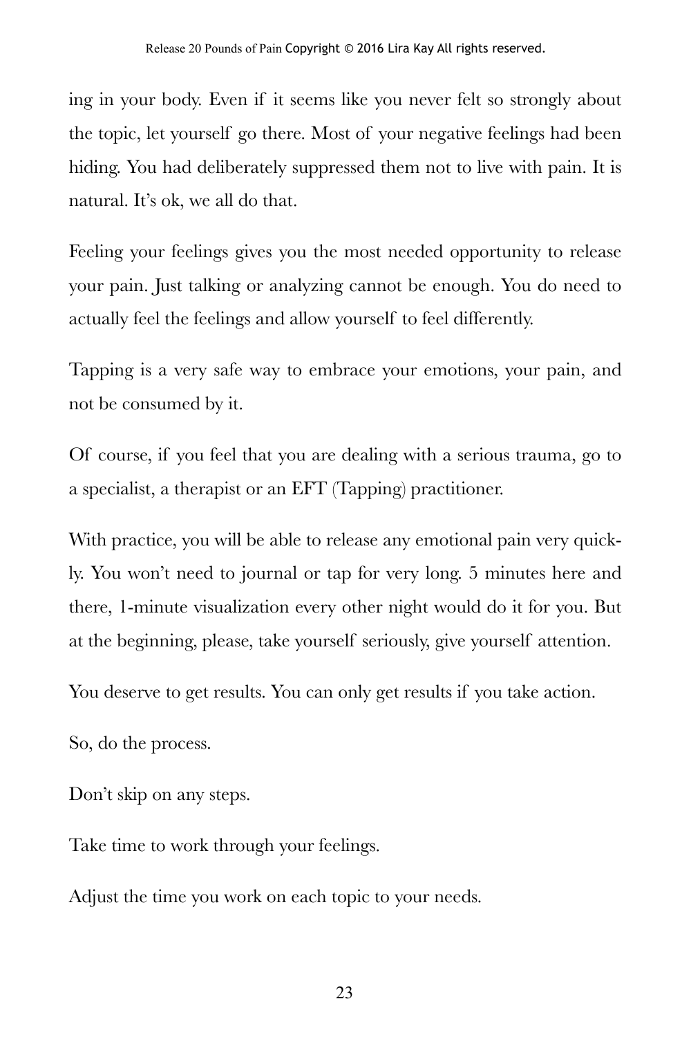ing in your body. Even if it seems like you never felt so strongly about the topic, let yourself go there. Most of your negative feelings had been hiding. You had deliberately suppressed them not to live with pain. It is natural. It's ok, we all do that.

Feeling your feelings gives you the most needed opportunity to release your pain. Just talking or analyzing cannot be enough. You do need to actually feel the feelings and allow yourself to feel differently.

Tapping is a very safe way to embrace your emotions, your pain, and not be consumed by it.

Of course, if you feel that you are dealing with a serious trauma, go to a specialist, a therapist or an EFT (Tapping) practitioner.

With practice, you will be able to release any emotional pain very quickly. You won't need to journal or tap for very long. 5 minutes here and there, 1-minute visualization every other night would do it for you. But at the beginning, please, take yourself seriously, give yourself attention.

You deserve to get results. You can only get results if you take action.

So, do the process.

Don't skip on any steps.

Take time to work through your feelings.

Adjust the time you work on each topic to your needs.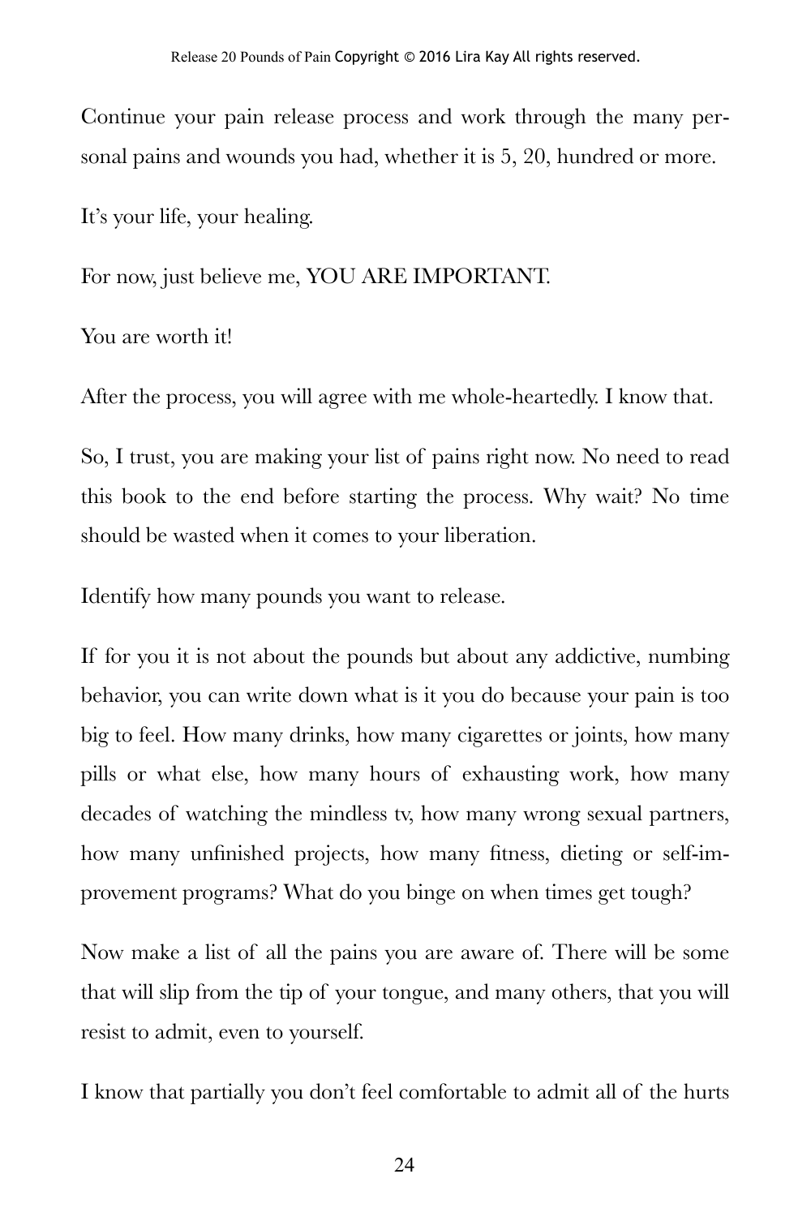Continue your pain release process and work through the many personal pains and wounds you had, whether it is 5, 20, hundred or more.

It's your life, your healing.

For now, just believe me, YOU ARE IMPORTANT.

You are worth it!

After the process, you will agree with me whole-heartedly. I know that.

So, I trust, you are making your list of pains right now. No need to read this book to the end before starting the process. Why wait? No time should be wasted when it comes to your liberation.

Identify how many pounds you want to release.

If for you it is not about the pounds but about any addictive, numbing behavior, you can write down what is it you do because your pain is too big to feel. How many drinks, how many cigarettes or joints, how many pills or what else, how many hours of exhausting work, how many decades of watching the mindless tv, how many wrong sexual partners, how many unfinished projects, how many fitness, dieting or self-improvement programs? What do you binge on when times get tough?

Now make a list of all the pains you are aware of. There will be some that will slip from the tip of your tongue, and many others, that you will resist to admit, even to yourself.

I know that partially you don't feel comfortable to admit all of the hurts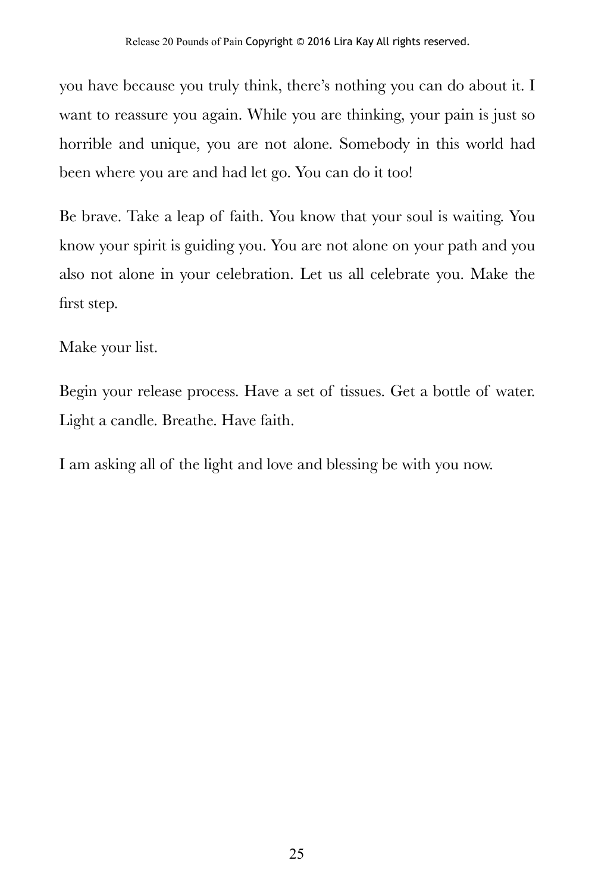you have because you truly think, there's nothing you can do about it. I want to reassure you again. While you are thinking, your pain is just so horrible and unique, you are not alone. Somebody in this world had been where you are and had let go. You can do it too!

Be brave. Take a leap of faith. You know that your soul is waiting. You know your spirit is guiding you. You are not alone on your path and you also not alone in your celebration. Let us all celebrate you. Make the first step.

Make your list.

Begin your release process. Have a set of tissues. Get a bottle of water. Light a candle. Breathe. Have faith.

I am asking all of the light and love and blessing be with you now.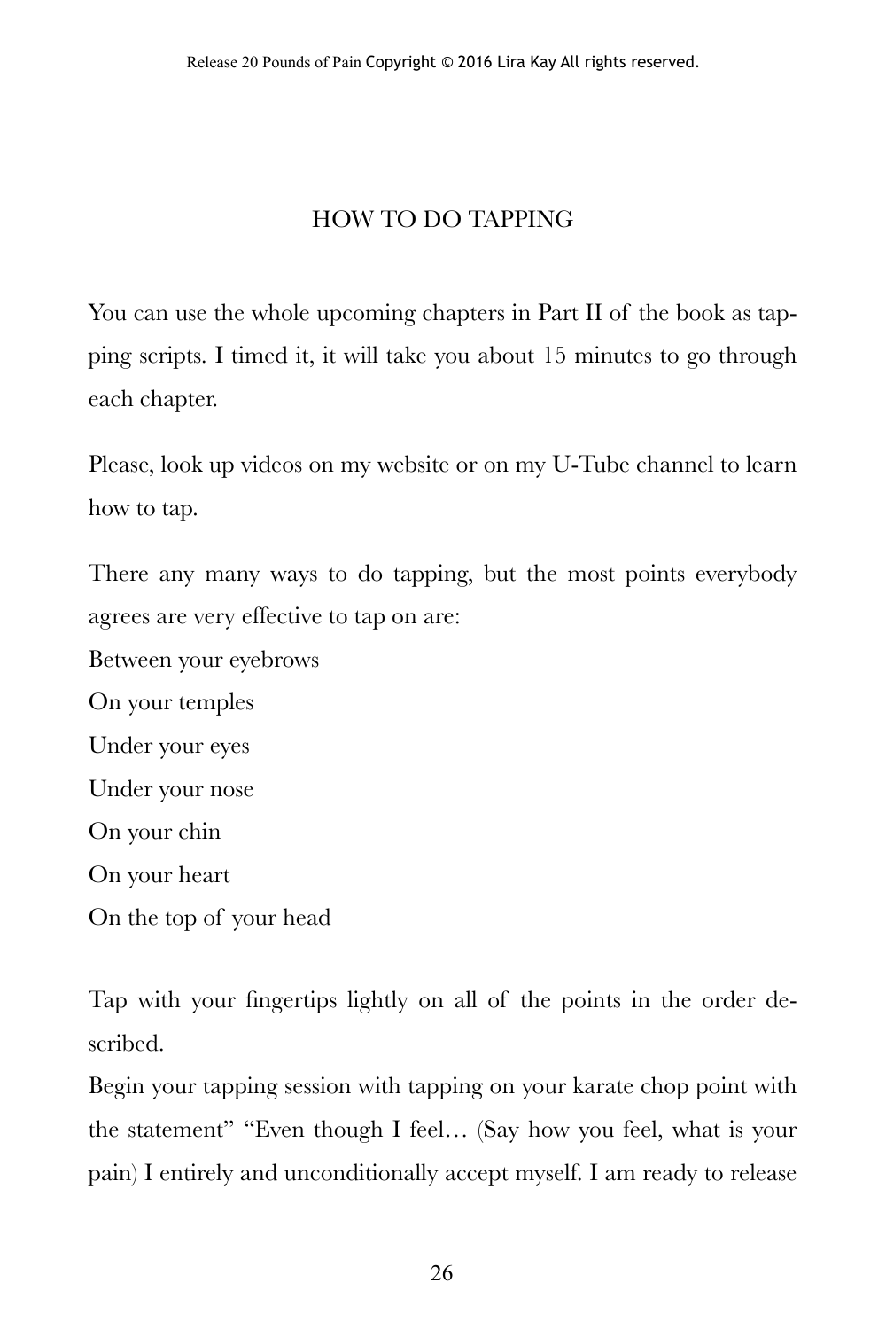## HOW TO DO TAPPING

You can use the whole upcoming chapters in Part II of the book as tapping scripts. I timed it, it will take you about 15 minutes to go through each chapter.

Please, look up videos on my website or on my U-Tube channel to learn how to tap.

There any many ways to do tapping, but the most points everybody agrees are very effective to tap on are:

Between your eyebrows

On your temples

Under your eyes

Under your nose

On your chin

On your heart

On the top of your head

Tap with your fingertips lightly on all of the points in the order described.

Begin your tapping session with tapping on your karate chop point with the statement" "Even though I feel… (Say how you feel, what is your pain) I entirely and unconditionally accept myself. I am ready to release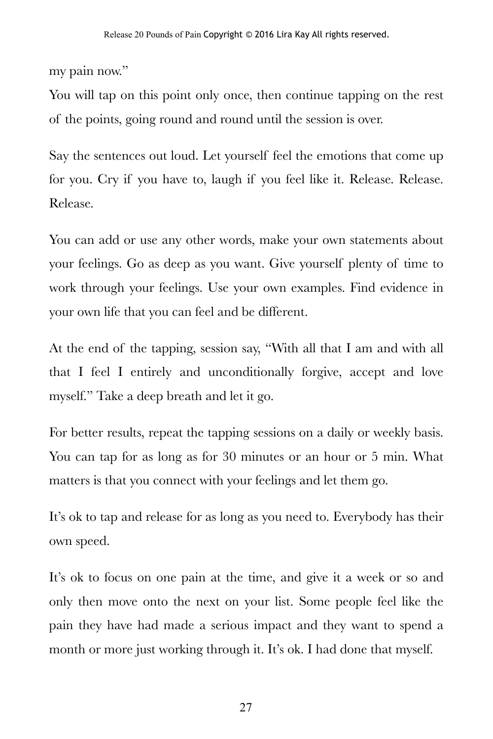my pain now."

You will tap on this point only once, then continue tapping on the rest of the points, going round and round until the session is over.

Say the sentences out loud. Let yourself feel the emotions that come up for you. Cry if you have to, laugh if you feel like it. Release. Release. Release.

You can add or use any other words, make your own statements about your feelings. Go as deep as you want. Give yourself plenty of time to work through your feelings. Use your own examples. Find evidence in your own life that you can feel and be different.

At the end of the tapping, session say, "With all that I am and with all that I feel I entirely and unconditionally forgive, accept and love myself." Take a deep breath and let it go.

For better results, repeat the tapping sessions on a daily or weekly basis. You can tap for as long as for 30 minutes or an hour or 5 min. What matters is that you connect with your feelings and let them go.

It's ok to tap and release for as long as you need to. Everybody has their own speed.

It's ok to focus on one pain at the time, and give it a week or so and only then move onto the next on your list. Some people feel like the pain they have had made a serious impact and they want to spend a month or more just working through it. It's ok. I had done that myself.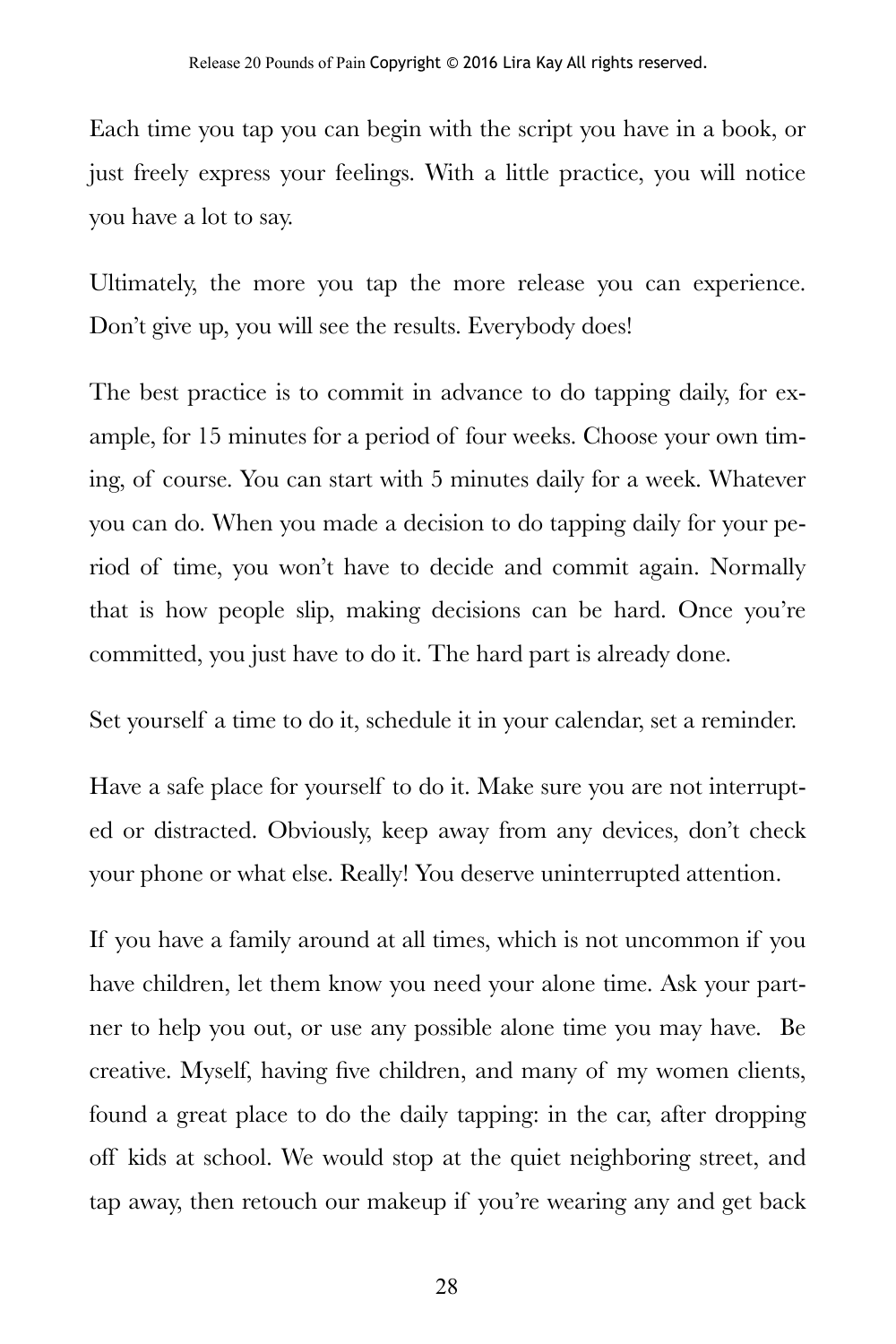Each time you tap you can begin with the script you have in a book, or just freely express your feelings. With a little practice, you will notice you have a lot to say.

Ultimately, the more you tap the more release you can experience. Don't give up, you will see the results. Everybody does!

The best practice is to commit in advance to do tapping daily, for example, for 15 minutes for a period of four weeks. Choose your own timing, of course. You can start with 5 minutes daily for a week. Whatever you can do. When you made a decision to do tapping daily for your period of time, you won't have to decide and commit again. Normally that is how people slip, making decisions can be hard. Once you're committed, you just have to do it. The hard part is already done.

Set yourself a time to do it, schedule it in your calendar, set a reminder.

Have a safe place for yourself to do it. Make sure you are not interrupted or distracted. Obviously, keep away from any devices, don't check your phone or what else. Really! You deserve uninterrupted attention.

If you have a family around at all times, which is not uncommon if you have children, let them know you need your alone time. Ask your partner to help you out, or use any possible alone time you may have. Be creative. Myself, having five children, and many of my women clients, found a great place to do the daily tapping: in the car, after dropping off kids at school. We would stop at the quiet neighboring street, and tap away, then retouch our makeup if you're wearing any and get back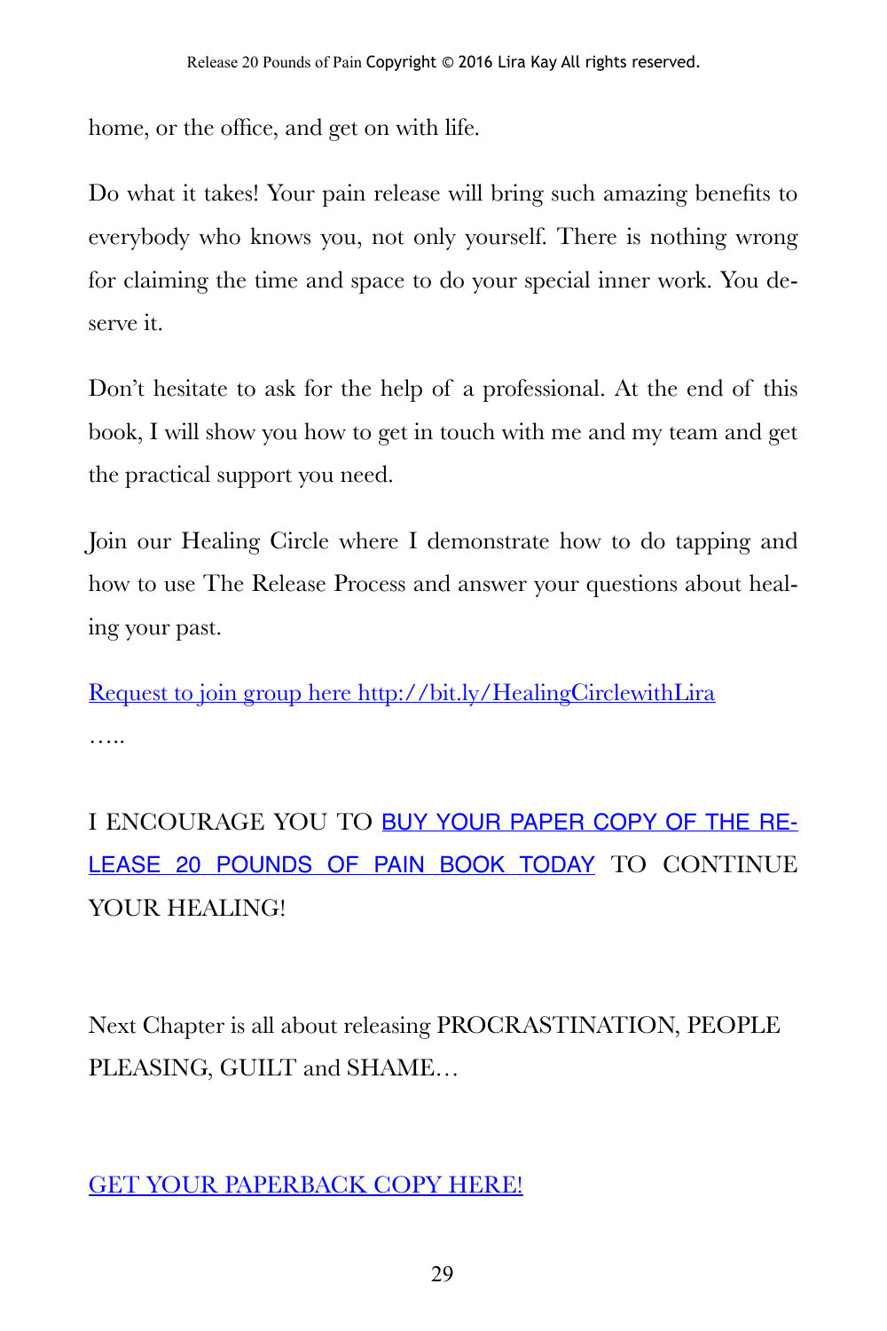home, or the office, and get on with life.

Do what it takes! Your pain release will bring such amazing benefits to everybody who knows you, not only yourself. There is nothing wrong for claiming the time and space to do your special inner work. You deserve it.

Don't hesitate to ask for the help of a professional. At the end of this book, I will show you how to get in touch with me and my team and get the practical support you need.

Join our Healing Circle where I demonstrate how to do tapping and how to use The Release Process and answer your questions about healing your past.

Request to join group here http://bit.ly/HealingCirclewithLira

…..

I ENCOURAGE YOU TO BUY YOUR PAPER COPY OF THE RELEASE 20 POUNDS OF PAIN BOOK TODAY TO CONTINUE YOUR HEALING!

Next Chapter is all about releasing PROCRASTINATION, PEOPLE PLEASING, GUILT and SHAME…

GET YOUR PAPERBACK COPY HERE!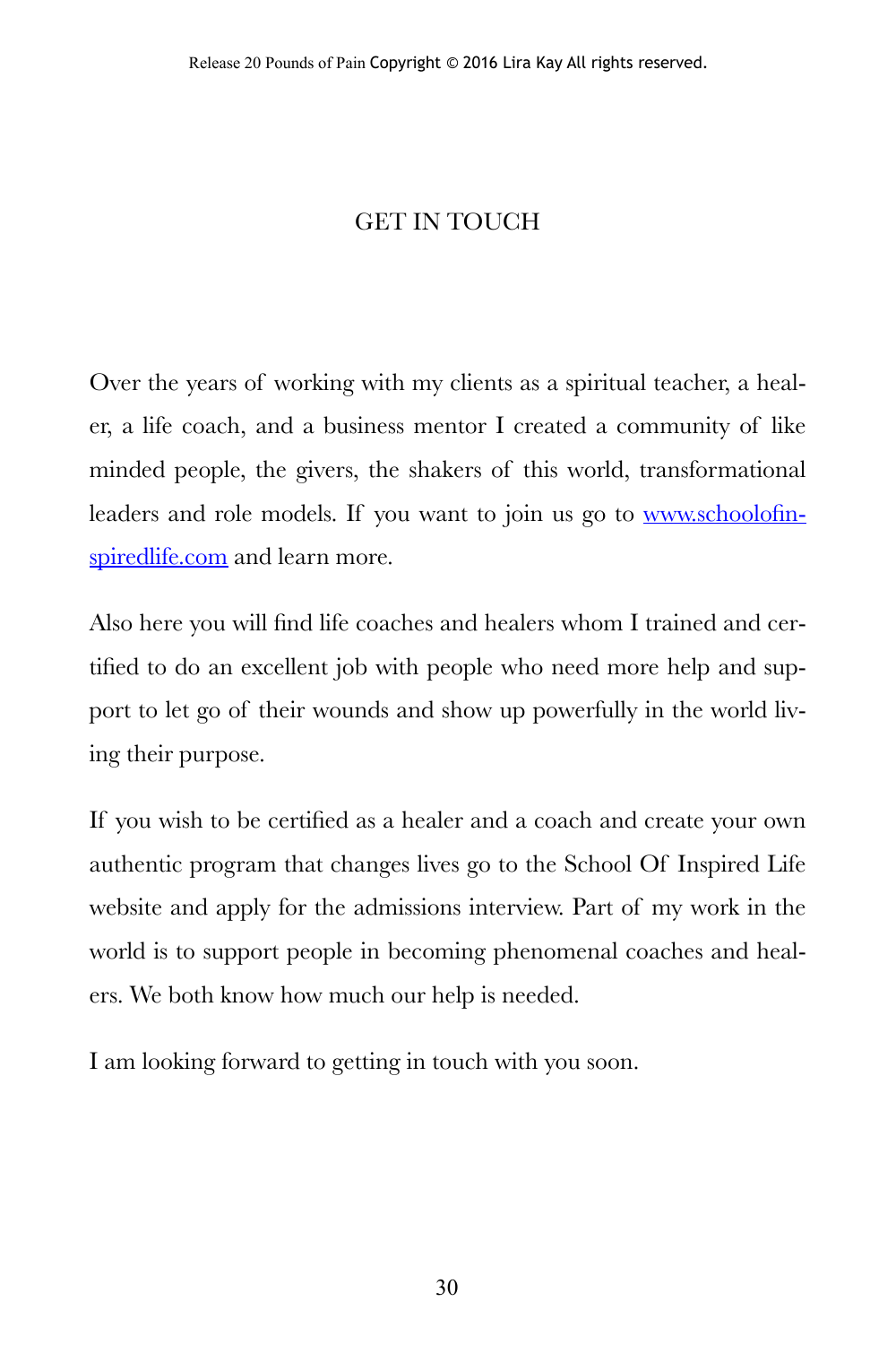# GET IN TOUCH

Over the years of working with my clients as a spiritual teacher, a healer, a life coach, and a business mentor I created a community of like minded people, the givers, the shakers of this world, transformational leaders and role models. If you want to join us go to [www.schoolofinspiredlife.com](http://www.schoolofinspiredlife.com) and learn more.

Also here you will find life coaches and healers whom I trained and certified to do an excellent job with people who need more help and support to let go of their wounds and show up powerfully in the world living their purpose.

If you wish to be certified as a healer and a coach and create your own authentic program that changes lives go to the School Of Inspired Life website and apply for the admissions interview. Part of my work in the world is to support people in becoming phenomenal coaches and healers. We both know how much our help is needed.

I am looking forward to getting in touch with you soon.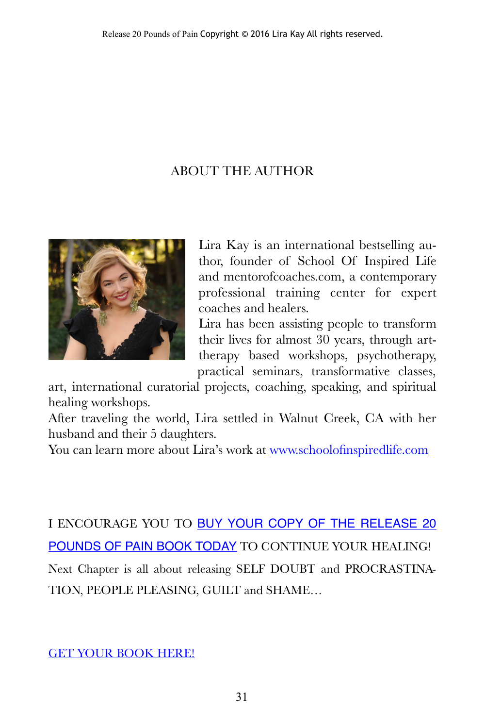## ABOUT THE AUTHOR

Lira Kay is an international bestselling author, founder of School Of Inspired Life and mentorofcoaches.com, a contemporary professional training center for expert coaches and healers.

Lira has been assisting people to transform their lives for almost 30 years, through art-therapy based workshops, psychotherapy, practical seminars, transformative classes, art, international curatorial projects, coaching, speaking, and spiritual healing workshops.

After traveling the world, Lira settled in Walnut Creek, CA with her husband and their 5 daughters.

You can learn more about Lira's work at [www.schoolofinspiredlife.com](www.schoolofinspiredlife.com)

I ENCOURAGE YOU TO BUY YOUR COPY OF THE RELEASE 20 POUNDS OF PAIN BOOK TODAY TO CONTINUE YOUR HEALING!

Next Chapter is all about releasing SELF DOUBT and PROCRASTINATION, PEOPLE PLEASING, GUILT and SHAME…

GET YOUR BOOK HERE!